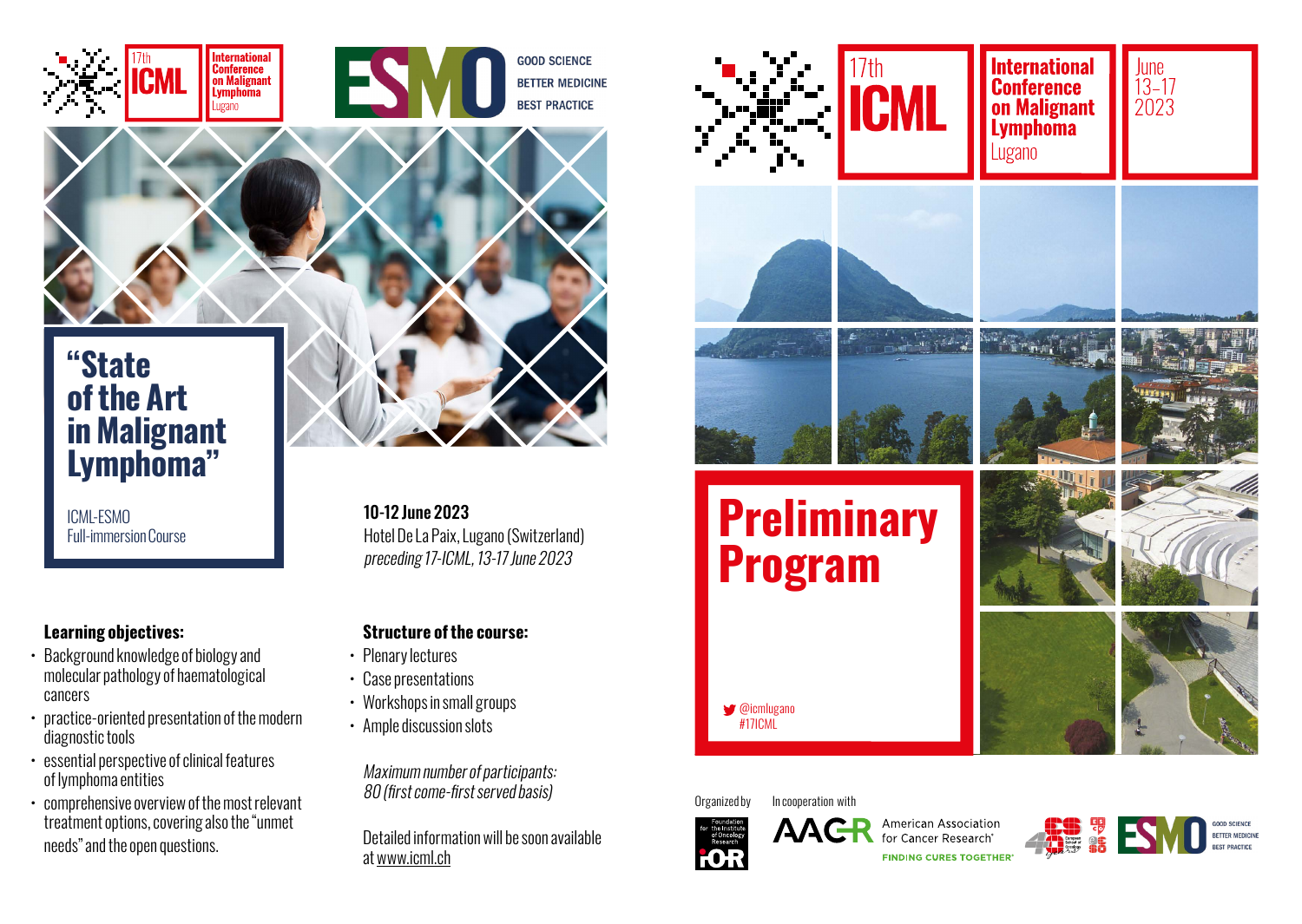17th ICML International Conference on Malignant Lymphoma Lugano

ESMO GOOD SCIENCE BETTER MEDICINE BEST PRACTICE

# "State of the Art in Malignant Lymphoma"

ICML-ESMO Full-immersion Course

**10-12 June 2023**
Hotel De La Paix, Lugano (Switzerland)
*preceding 17-ICML, 13-17 June 2023*

### Learning objectives:

- Background knowledge of biology and molecular pathology of haematological cancers
- practice-oriented presentation of the modern diagnostic tools
- essential perspective of clinical features of lymphoma entities
- comprehensive overview of the most relevant treatment options, covering also the "unmet needs" and the open questions.

### Structure of the course:

- Plenary lectures
- Case presentations
- Workshops in small groups
- Ample discussion slots

*Maximum number of participants: 80 (first come-first served basis)*

Detailed information will be soon available at www.icml.ch

---

17th ICML International Conference on Malignant Lymphoma Lugano

June 13-17 2023

# Preliminary Program

@icmlugano
#17ICML

Organized by: Foundation for the Institute of Oncology Research IOR

In cooperation with: AACR American Association for Cancer Research® FINDING CURES TOGETHER®; ESO; ESMO GOOD SCIENCE BETTER MEDICINE BEST PRACTICE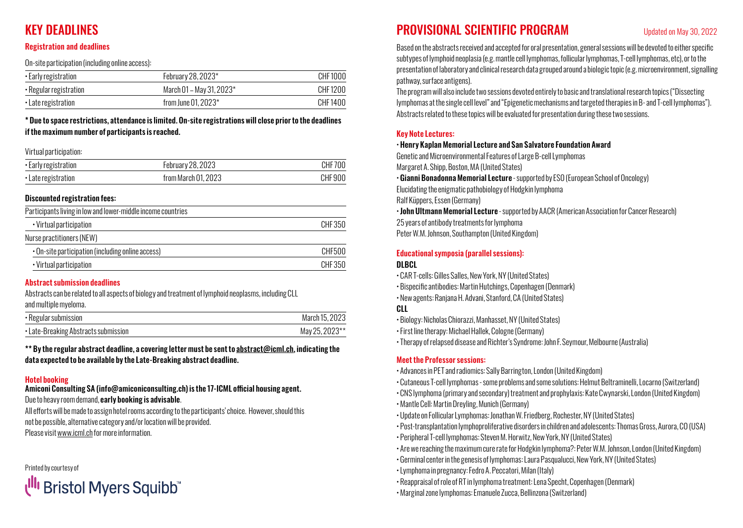# KEY DEADLINES

### Registration and deadlines

On-site participation (including online access):

| | | |
|---|---|---|
| • Early registration | February 28, 2023* | CHF 1000 |
| • Regular registration | March 01 – May 31, 2023* | CHF 1200 |
| • Late registration | from June 01, 2023* | CHF 1400 |

**\* Due to space restrictions, attendance is limited. On-site registrations will close prior to the deadlines if the maximum number of participants is reached.**

Virtual participation:

| | | |
|---|---|---|
| • Early registration | February 28, 2023 | CHF 700 |
| • Late registration | from March 01, 2023 | CHF 900 |

**Discounted registration fees:**

| | |
|---|---|
| Participants living in low and lower-middle income countries | |
| • Virtual participation | CHF 350 |
| Nurse practitioners (NEW) | |
| • On-site participation (including online access) | CHF500 |
| • Virtual participation | CHF 350 |

### Abstract submission deadlines

Abstracts can be related to all aspects of biology and treatment of lymphoid neoplasms, including CLL and multiple myeloma.

| | |
|---|---|
| • Regular submission | March 15, 2023 |
| • Late-Breaking Abstracts submission | May 25, 2023** |

**\*\* By the regular abstract deadline, a covering letter must be sent to abstract@icml.ch, indicating the data expected to be available by the Late-Breaking abstract deadline.**

### Hotel booking

**Amiconi Consulting SA (info@amiconiconsulting.ch) is the 17-ICML official housing agent.**
Due to heavy room demand, **early booking is advisable**.
All efforts will be made to assign hotel rooms according to the participants' choice. However, should this not be possible, alternative category and/or location will be provided.
Please visit www.icml.ch for more information.

Printed by courtesy of

Bristol Myers Squibb™

# PROVISIONAL SCIENTIFIC PROGRAM

Updated on May 30, 2022

Based on the abstracts received and accepted for oral presentation, general sessions will be devoted to either specific subtypes of lymphoid neoplasia (e.g. mantle cell lymphomas, follicular lymphomas, T-cell lymphomas, etc), or to the presentation of laboratory and clinical research data grouped around a biologic topic (e.g. microenvironment, signalling pathway, surface antigens).
The program will also include two sessions devoted entirely to basic and translational research topics ("Dissecting lymphomas at the single cell level" and "Epigenetic mechanisms and targeted therapies in B- and T-cell lymphomas"). Abstracts related to these topics will be evaluated for presentation during these two sessions.

### Key Note Lectures:

**• Henry Kaplan Memorial Lecture and San Salvatore Foundation Award**
Genetic and Microenvironmental Features of Large B-cell Lymphomas
Margaret A. Shipp, Boston, MA (United States)

**• Gianni Bonadonna Memorial Lecture** - supported by ESO (European School of Oncology)
Elucidating the enigmatic pathobiology of Hodgkin lymphoma
Ralf Küppers, Essen (Germany)

**• John Ultmann Memorial Lecture** - supported by AACR (American Association for Cancer Research)
25 years of antibody treatments for lymphoma
Peter W.M. Johnson, Southampton (United Kingdom)

### Educational symposia (parallel sessions):

**DLBCL**

- CAR T-cells: Gilles Salles, New York, NY (United States)
- Bispecific antibodies: Martin Hutchings, Copenhagen (Denmark)
- New agents: Ranjana H. Advani, Stanford, CA (United States)

**CLL**

- Biology: Nicholas Chiorazzi, Manhasset, NY (United States)
- First line therapy: Michael Hallek, Cologne (Germany)
- Therapy of relapsed disease and Richter's Syndrome: John F. Seymour, Melbourne (Australia)

### Meet the Professor sessions:

- Advances in PET and radiomics: Sally Barrington, London (United Kingdom)
- Cutaneous T-cell lymphomas - some problems and some solutions: Helmut Beltraminelli, Locarno (Switzerland)
- CNS lymphoma (primary and secondary) treatment and prophylaxis: Kate Cwynarski, London (United Kingdom)
- Mantle Cell: Martin Dreyling, Munich (Germany)
- Update on Follicular Lymphomas: Jonathan W. Friedberg, Rochester, NY (United States)
- Post-transplantation lymphoproliferative disorders in children and adolescents: Thomas Gross, Aurora, CO (USA)
- Peripheral T-cell lymphomas: Steven M. Horwitz, New York, NY (United States)
- Are we reaching the maximum cure rate for Hodgkin lymphoma?: Peter W.M. Johnson, London (United Kingdom)
- Germinal center in the genesis of lymphomas: Laura Pasqualucci, New York, NY (United States)
- Lymphoma in pregnancy: Fedro A. Peccatori, Milan (Italy)
- Reappraisal of role of RT in lymphoma treatment: Lena Specht, Copenhagen (Denmark)
- Marginal zone lymphomas: Emanuele Zucca, Bellinzona (Switzerland)